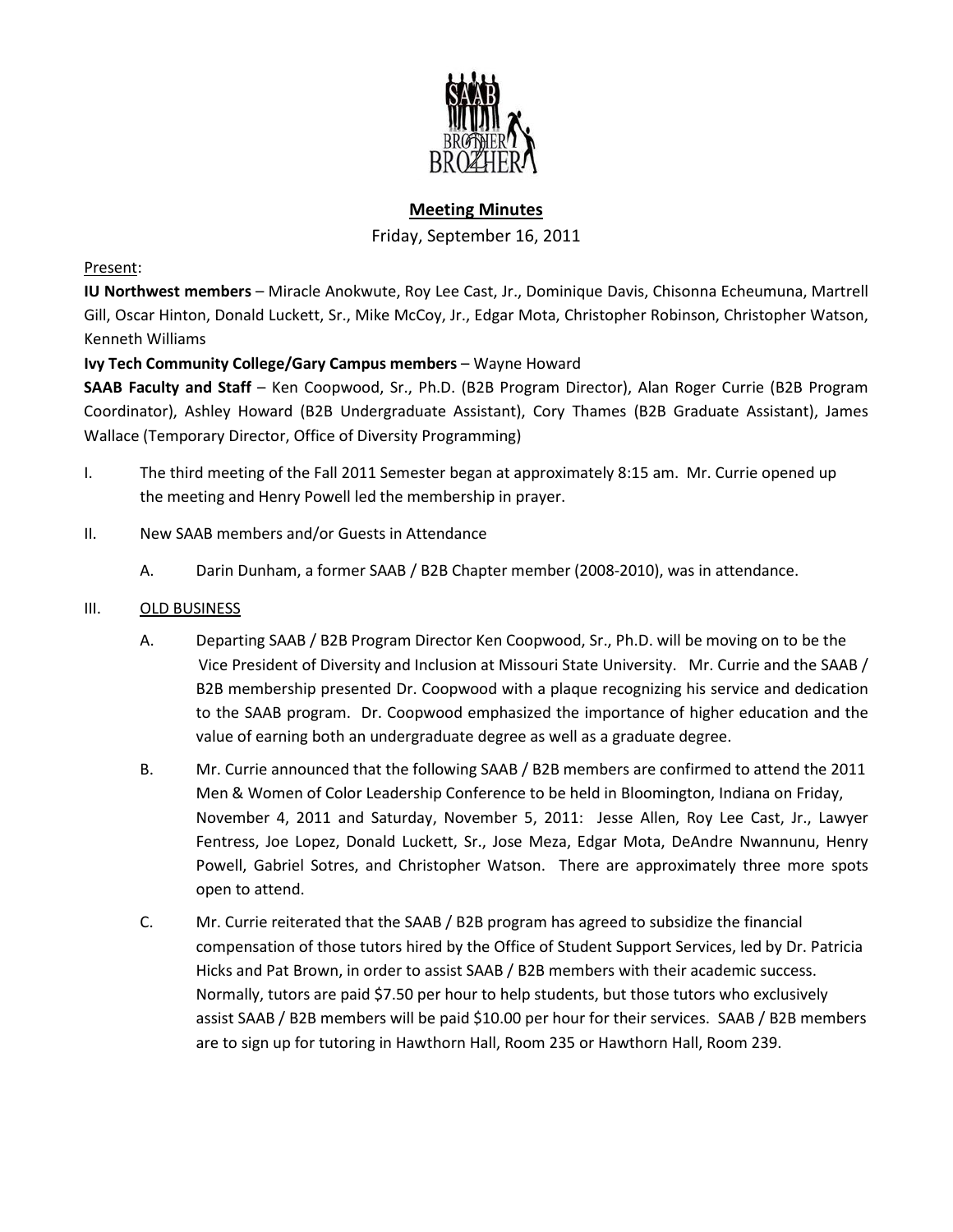**Meeting Minutes**

Friday, September 16, 2011

Present:

**IU Northwest members** – Miracle Anokwute, Roy Lee Cast, Jr., Dominique Davis, Chisonna Echeumuna, Martrell Gill, Oscar Hinton, Donald Luckett, Sr., Mike McCoy, Jr., Edgar Mota, Christopher Robinson, Christopher Watson, Kenneth Williams

**Ivy Tech Community College/Gary Campus members** – Wayne Howard

**SAAB Faculty and Staff** – Ken Coopwood, Sr., Ph.D. (B2B Program Director), Alan Roger Currie (B2B Program Coordinator), Ashley Howard (B2B Undergraduate Assistant), Cory Thames (B2B Graduate Assistant), James Wallace (Temporary Director, Office of Diversity Programming)

I. The third meeting of the Fall 2011 Semester began at approximately 8:15 am. Mr. Currie opened up the meeting and Henry Powell led the membership in prayer.

II. New SAAB members and/or Guests in Attendance

   A. Darin Dunham, a former SAAB / B2B Chapter member (2008-2010), was in attendance.

III. OLD BUSINESS

   A. Departing SAAB / B2B Program Director Ken Coopwood, Sr., Ph.D. will be moving on to be the Vice President of Diversity and Inclusion at Missouri State University. Mr. Currie and the SAAB / B2B membership presented Dr. Coopwood with a plaque recognizing his service and dedication to the SAAB program. Dr. Coopwood emphasized the importance of higher education and the value of earning both an undergraduate degree as well as a graduate degree.

   B. Mr. Currie announced that the following SAAB / B2B members are confirmed to attend the 2011 Men & Women of Color Leadership Conference to be held in Bloomington, Indiana on Friday, November 4, 2011 and Saturday, November 5, 2011: Jesse Allen, Roy Lee Cast, Jr., Lawyer Fentress, Joe Lopez, Donald Luckett, Sr., Jose Meza, Edgar Mota, DeAndre Nwannunu, Henry Powell, Gabriel Sotres, and Christopher Watson. There are approximately three more spots open to attend.

   C. Mr. Currie reiterated that the SAAB / B2B program has agreed to subsidize the financial compensation of those tutors hired by the Office of Student Support Services, led by Dr. Patricia Hicks and Pat Brown, in order to assist SAAB / B2B members with their academic success. Normally, tutors are paid $7.50 per hour to help students, but those tutors who exclusively assist SAAB / B2B members will be paid $10.00 per hour for their services. SAAB / B2B members are to sign up for tutoring in Hawthorn Hall, Room 235 or Hawthorn Hall, Room 239.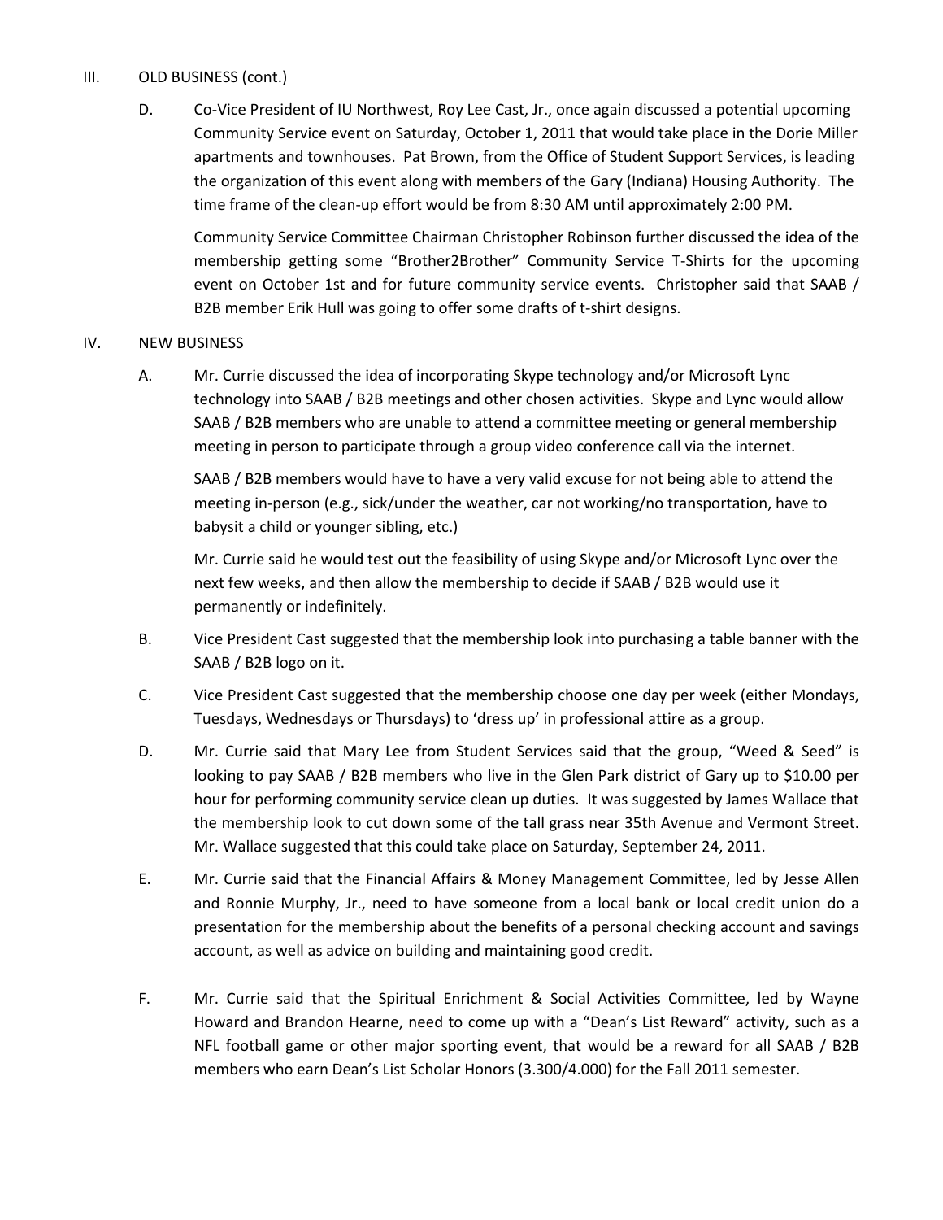III. OLD BUSINESS (cont.)

D. Co-Vice President of IU Northwest, Roy Lee Cast, Jr., once again discussed a potential upcoming Community Service event on Saturday, October 1, 2011 that would take place in the Dorie Miller apartments and townhouses. Pat Brown, from the Office of Student Support Services, is leading the organization of this event along with members of the Gary (Indiana) Housing Authority. The time frame of the clean-up effort would be from 8:30 AM until approximately 2:00 PM.

Community Service Committee Chairman Christopher Robinson further discussed the idea of the membership getting some "Brother2Brother" Community Service T-Shirts for the upcoming event on October 1st and for future community service events. Christopher said that SAAB / B2B member Erik Hull was going to offer some drafts of t-shirt designs.

IV. NEW BUSINESS

A. Mr. Currie discussed the idea of incorporating Skype technology and/or Microsoft Lync technology into SAAB / B2B meetings and other chosen activities. Skype and Lync would allow SAAB / B2B members who are unable to attend a committee meeting or general membership meeting in person to participate through a group video conference call via the internet.

SAAB / B2B members would have to have a very valid excuse for not being able to attend the meeting in-person (e.g., sick/under the weather, car not working/no transportation, have to babysit a child or younger sibling, etc.)

Mr. Currie said he would test out the feasibility of using Skype and/or Microsoft Lync over the next few weeks, and then allow the membership to decide if SAAB / B2B would use it permanently or indefinitely.

B. Vice President Cast suggested that the membership look into purchasing a table banner with the SAAB / B2B logo on it.

C. Vice President Cast suggested that the membership choose one day per week (either Mondays, Tuesdays, Wednesdays or Thursdays) to 'dress up' in professional attire as a group.

D. Mr. Currie said that Mary Lee from Student Services said that the group, "Weed & Seed" is looking to pay SAAB / B2B members who live in the Glen Park district of Gary up to $10.00 per hour for performing community service clean up duties. It was suggested by James Wallace that the membership look to cut down some of the tall grass near 35th Avenue and Vermont Street. Mr. Wallace suggested that this could take place on Saturday, September 24, 2011.

E. Mr. Currie said that the Financial Affairs & Money Management Committee, led by Jesse Allen and Ronnie Murphy, Jr., need to have someone from a local bank or local credit union do a presentation for the membership about the benefits of a personal checking account and savings account, as well as advice on building and maintaining good credit.

F. Mr. Currie said that the Spiritual Enrichment & Social Activities Committee, led by Wayne Howard and Brandon Hearne, need to come up with a "Dean's List Reward" activity, such as a NFL football game or other major sporting event, that would be a reward for all SAAB / B2B members who earn Dean's List Scholar Honors (3.300/4.000) for the Fall 2011 semester.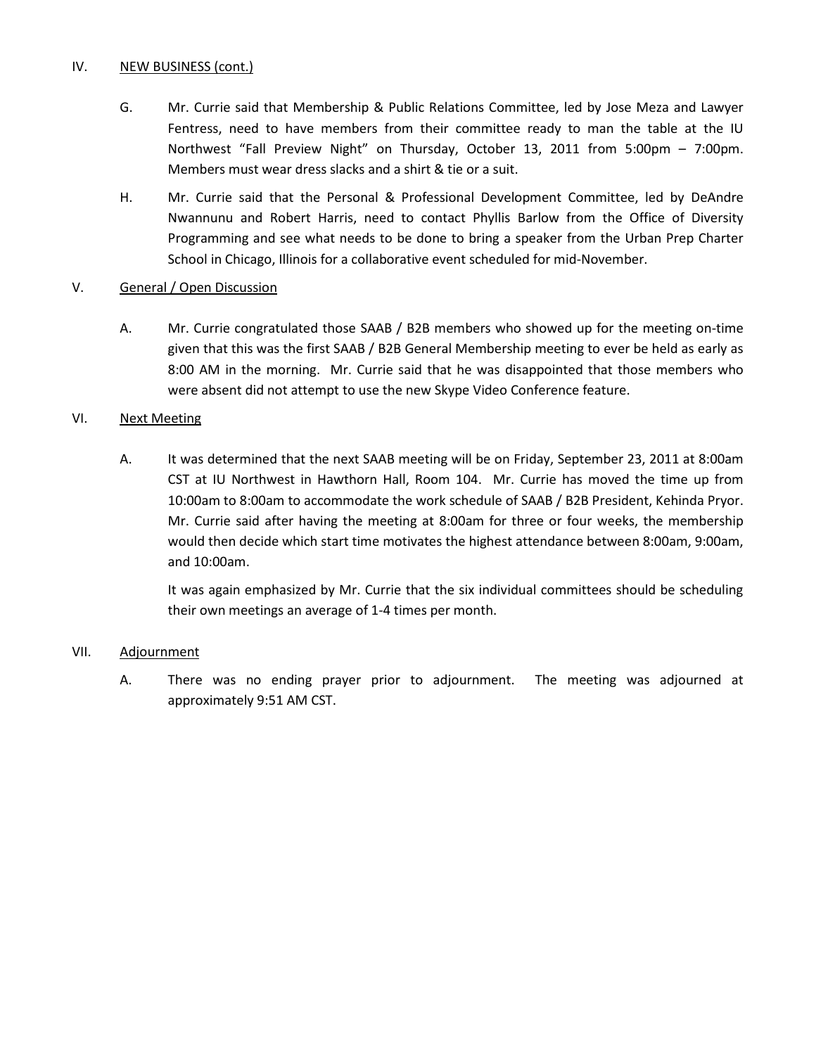## IV. NEW BUSINESS (cont.)

G. Mr. Currie said that Membership & Public Relations Committee, led by Jose Meza and Lawyer Fentress, need to have members from their committee ready to man the table at the IU Northwest "Fall Preview Night" on Thursday, October 13, 2011 from 5:00pm – 7:00pm. Members must wear dress slacks and a shirt & tie or a suit.

H. Mr. Currie said that the Personal & Professional Development Committee, led by DeAndre Nwannunu and Robert Harris, need to contact Phyllis Barlow from the Office of Diversity Programming and see what needs to be done to bring a speaker from the Urban Prep Charter School in Chicago, Illinois for a collaborative event scheduled for mid-November.

## V. General / Open Discussion

A. Mr. Currie congratulated those SAAB / B2B members who showed up for the meeting on-time given that this was the first SAAB / B2B General Membership meeting to ever be held as early as 8:00 AM in the morning. Mr. Currie said that he was disappointed that those members who were absent did not attempt to use the new Skype Video Conference feature.

## VI. Next Meeting

A. It was determined that the next SAAB meeting will be on Friday, September 23, 2011 at 8:00am CST at IU Northwest in Hawthorn Hall, Room 104. Mr. Currie has moved the time up from 10:00am to 8:00am to accommodate the work schedule of SAAB / B2B President, Kehinda Pryor. Mr. Currie said after having the meeting at 8:00am for three or four weeks, the membership would then decide which start time motivates the highest attendance between 8:00am, 9:00am, and 10:00am.

It was again emphasized by Mr. Currie that the six individual committees should be scheduling their own meetings an average of 1-4 times per month.

## VII. Adjournment

A. There was no ending prayer prior to adjournment. The meeting was adjourned at approximately 9:51 AM CST.